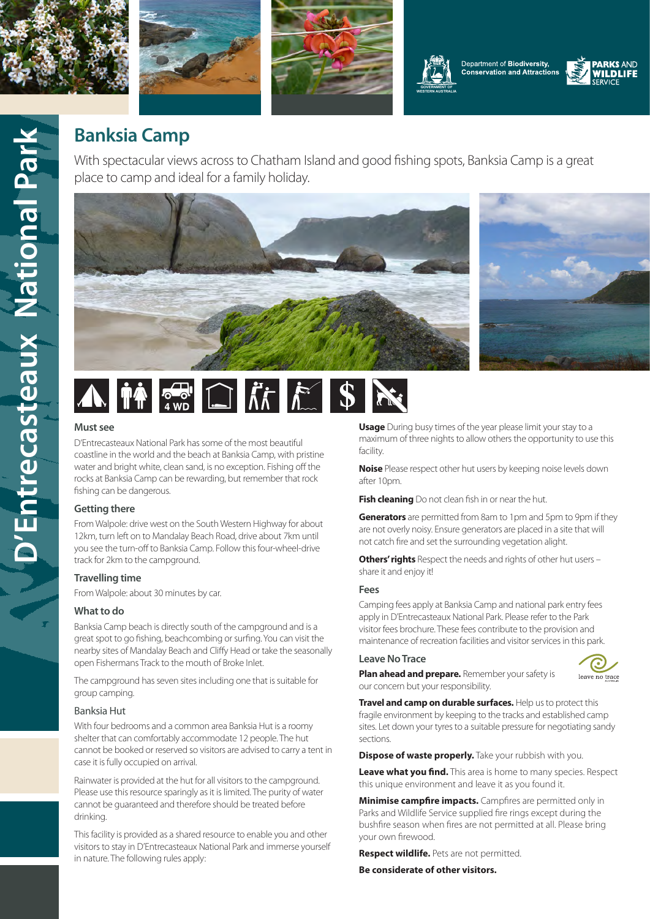Department of **Biodiversity, Conservation and Attractions**

PARKS AND WILDLIFE SERVICE

D'Entrecasteaux National Park

# Banksia Camp

With spectacular views across to Chatham Island and good fishing spots, Banksia Camp is a great place to camp and ideal for a family holiday.

## Must see

D'Entrecasteaux National Park has some of the most beautiful coastline in the world and the beach at Banksia Camp, with pristine water and bright white, clean sand, is no exception. Fishing off the rocks at Banksia Camp can be rewarding, but remember that rock fishing can be dangerous.

## Getting there

From Walpole: drive west on the South Western Highway for about 12km, turn left on to Mandalay Beach Road, drive about 7km until you see the turn-off to Banksia Camp. Follow this four-wheel-drive track for 2km to the campground.

## Travelling time

From Walpole: about 30 minutes by car.

## What to do

Banksia Camp beach is directly south of the campground and is a great spot to go fishing, beachcombing or surfing. You can visit the nearby sites of Mandalay Beach and Cliffy Head or take the seasonally open Fishermans Track to the mouth of Broke Inlet.

The campground has seven sites including one that is suitable for group camping.

## Banksia Hut

With four bedrooms and a common area Banksia Hut is a roomy shelter that can comfortably accommodate 12 people. The hut cannot be booked or reserved so visitors are advised to carry a tent in case it is fully occupied on arrival.

Rainwater is provided at the hut for all visitors to the campground. Please use this resource sparingly as it is limited. The purity of water cannot be guaranteed and therefore should be treated before drinking.

This facility is provided as a shared resource to enable you and other visitors to stay in D'Entrecasteaux National Park and immerse yourself in nature. The following rules apply:

**Usage** During busy times of the year please limit your stay to a maximum of three nights to allow others the opportunity to use this facility.

**Noise** Please respect other hut users by keeping noise levels down after 10pm.

**Fish cleaning** Do not clean fish in or near the hut.

**Generators** are permitted from 8am to 1pm and 5pm to 9pm if they are not overly noisy. Ensure generators are placed in a site that will not catch fire and set the surrounding vegetation alight.

**Others' rights** Respect the needs and rights of other hut users – share it and enjoy it!

## Fees

Camping fees apply at Banksia Camp and national park entry fees apply in D'Entrecasteaux National Park. Please refer to the Park visitor fees brochure. These fees contribute to the provision and maintenance of recreation facilities and visitor services in this park.

## Leave No Trace

**Plan ahead and prepare.** Remember your safety is our concern but your responsibility.

**Travel and camp on durable surfaces.** Help us to protect this fragile environment by keeping to the tracks and established camp sites. Let down your tyres to a suitable pressure for negotiating sandy sections.

**Dispose of waste properly.** Take your rubbish with you.

**Leave what you find.** This area is home to many species. Respect this unique environment and leave it as you found it.

**Minimise campfire impacts.** Campfires are permitted only in Parks and Wildlife Service supplied fire rings except during the bushfire season when fires are not permitted at all. Please bring your own firewood.

**Respect wildlife.** Pets are not permitted.

**Be considerate of other visitors.**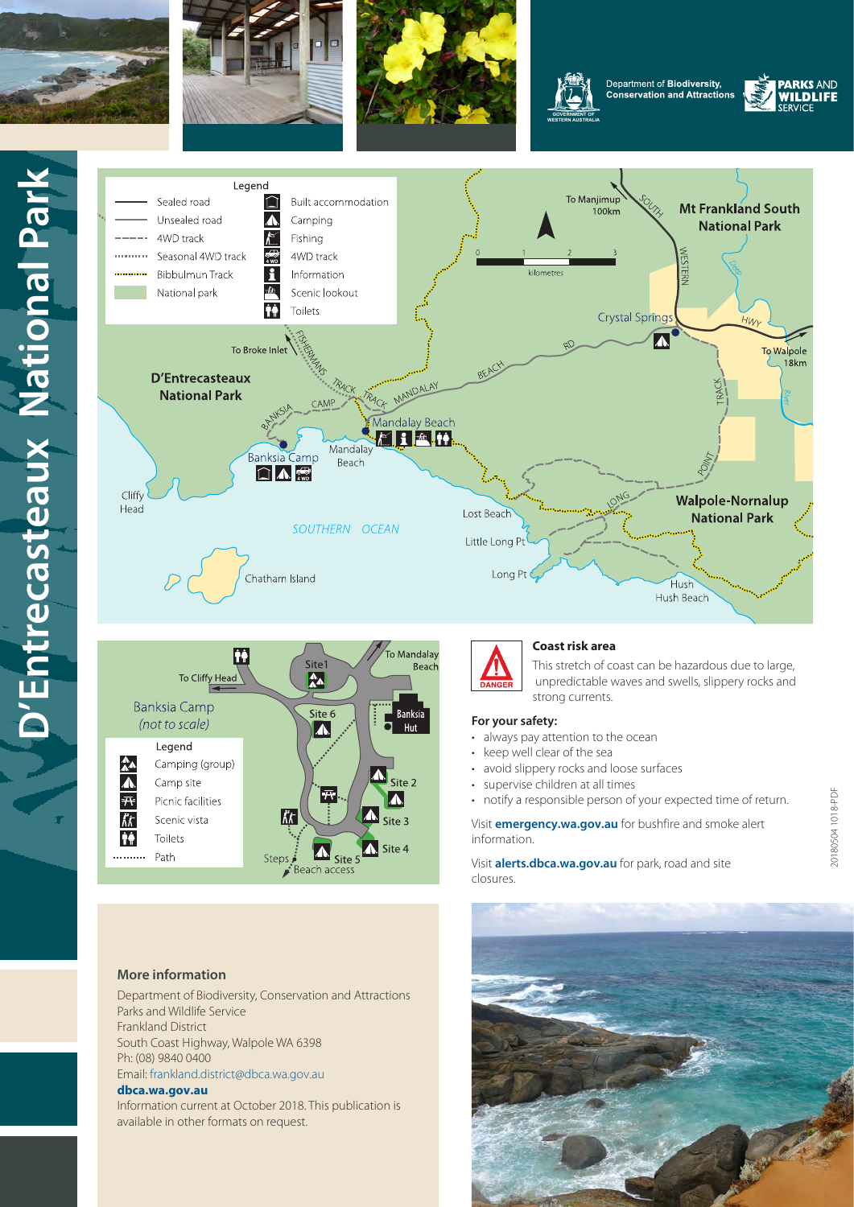# D'Entrecasteaux National Park

Department of **Biodiversity, Conservation and Attractions**

**PARKS AND WILDLIFE SERVICE**

Legend

- Sealed road
- Unsealed road
- 4WD track
- Seasonal 4WD track
- Bibbulmun Track
- National park
- Built accommodation
- Camping
- Fishing
- 4WD track
- Information
- Scenic lookout
- Toilets

To Manjimup 100km

Mt Frankland South National Park

kilometres

0 1 2 3

Crystal Springs

To Walpole 18km

To Broke Inlet

D'Entrecasteaux National Park

Mandalay Beach

Banksia Camp

Mandalay Beach

Cliffy Head

SOUTHERN OCEAN

Lost Beach

Little Long Pt

Long Pt

Walpole-Nornalup National Park

Hush Hush Beach

Chatham Island

Banksia Camp *(not to scale)*

Legend

- Camping (group)
- Camp site
- Picnic facilities
- Scenic vista
- Toilets
- Path

To Cliffy Head

Site1

Site 6

To Mandalay Beach

Banksia Hut

Site 2

Site 3

Site 4

Site 5

Steps

Beach access

## Coast risk area

DANGER

This stretch of coast can be hazardous due to large, unpredictable waves and swells, slippery rocks and strong currents.

**For your safety:**

- always pay attention to the ocean
- keep well clear of the sea
- avoid slippery rocks and loose surfaces
- supervise children at all times
- notify a responsible person of your expected time of return.

Visit **emergency.wa.gov.au** for bushfire and smoke alert information.

Visit **alerts.dbca.wa.gov.au** for park, road and site closures.

## More information

Department of Biodiversity, Conservation and Attractions
Parks and Wildlife Service
Frankland District
South Coast Highway, Walpole WA 6398
Ph: (08) 9840 0400
Email: frankland.district@dbca.wa.gov.au
**dbca.wa.gov.au**
Information current at October 2018. This publication is available in other formats on request.

20180504 1018-PDF